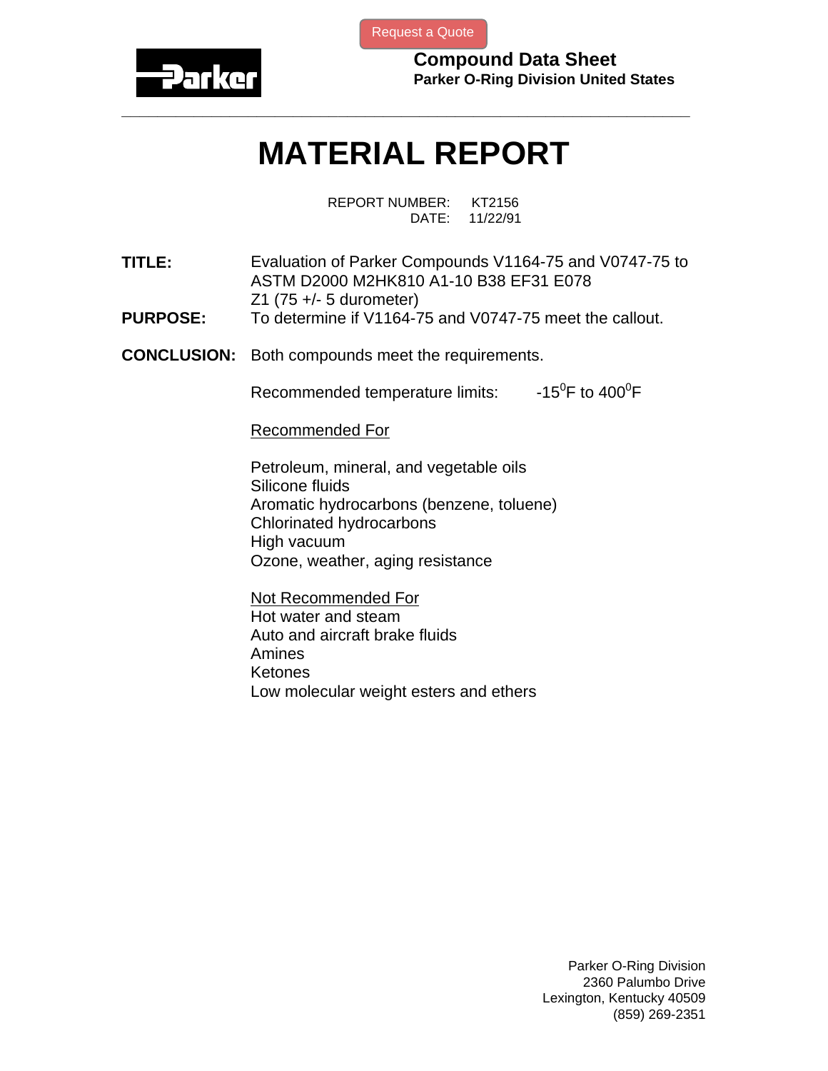Request a Quote

**Compound Data Sheet**
**Parker O-Ring Division United States**

---

# MATERIAL REPORT

REPORT NUMBER: KT2156
DATE: 11/22/91

**TITLE:** Evaluation of Parker Compounds V1164-75 and V0747-75 to ASTM D2000 M2HK810 A1-10 B38 EF31 E078 Z1 (75 +/- 5 durometer)

**PURPOSE:** To determine if V1164-75 and V0747-75 meet the callout.

**CONCLUSION:** Both compounds meet the requirements.

Recommended temperature limits: $-15^{0}$F to $400^{0}$F

Recommended For

Petroleum, mineral, and vegetable oils
Silicone fluids
Aromatic hydrocarbons (benzene, toluene)
Chlorinated hydrocarbons
High vacuum
Ozone, weather, aging resistance

Not Recommended For
Hot water and steam
Auto and aircraft brake fluids
Amines
Ketones
Low molecular weight esters and ethers

Parker O-Ring Division
2360 Palumbo Drive
Lexington, Kentucky 40509
(859) 269-2351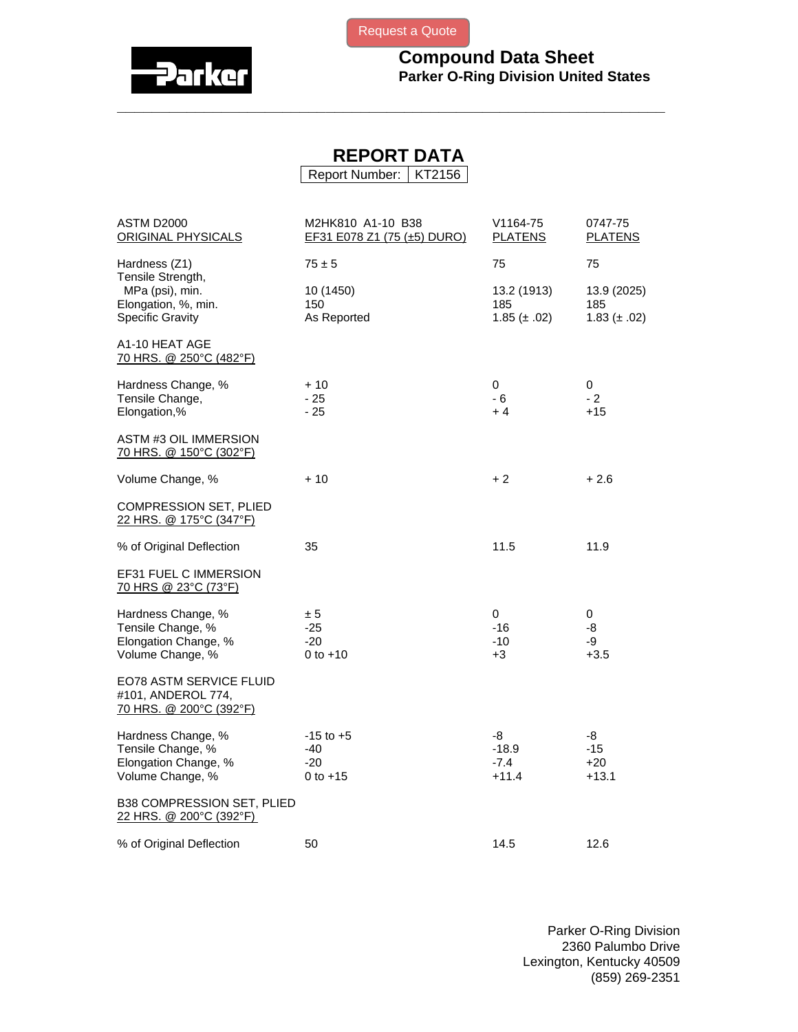Request a Quote

Parker

# Compound Data Sheet
## Parker O-Ring Division United States

# REPORT DATA

| Report Number: | KT2156 |
|---|---|

| ASTM D2000<br>ORIGINAL PHYSICALS | M2HK810 A1-10 B38<br>EF31 E078 Z1 (75 (±5) DURO) | V1164-75<br>PLATENS | 0747-75<br>PLATENS |
|---|---|---|---|
| Hardness (Z1) | 75 ± 5 | 75 | 75 |
| Tensile Strength, MPa (psi), min. | 10 (1450) | 13.2 (1913) | 13.9 (2025) |
| Elongation, %, min. | 150 | 185 | 185 |
| Specific Gravity | As Reported | 1.85 (± .02) | 1.83 (± .02) |
| **A1-10 HEAT AGE<br>70 HRS. @ 250°C (482°F)** | | | |
| Hardness Change, % | + 10 | 0 | 0 |
| Tensile Change, | - 25 | - 6 | - 2 |
| Elongation,% | - 25 | + 4 | +15 |
| **ASTM #3 OIL IMMERSION<br>70 HRS. @ 150°C (302°F)** | | | |
| Volume Change, % | + 10 | + 2 | + 2.6 |
| **COMPRESSION SET, PLIED<br>22 HRS. @ 175°C (347°F)** | | | |
| % of Original Deflection | 35 | 11.5 | 11.9 |
| **EF31 FUEL C IMMERSION<br>70 HRS @ 23°C (73°F)** | | | |
| Hardness Change, % | ± 5 | 0 | 0 |
| Tensile Change, % | -25 | -16 | -8 |
| Elongation Change, % | -20 | -10 | -9 |
| Volume Change, % | 0 to +10 | +3 | +3.5 |
| **EO78 ASTM SERVICE FLUID #101, ANDEROL 774,<br>70 HRS. @ 200°C (392°F)** | | | |
| Hardness Change, % | -15 to +5 | -8 | -8 |
| Tensile Change, % | -40 | -18.9 | -15 |
| Elongation Change, % | -20 | -7.4 | +20 |
| Volume Change, % | 0 to +15 | +11.4 | +13.1 |
| **B38 COMPRESSION SET, PLIED<br>22 HRS. @ 200°C (392°F)** | | | |
| % of Original Deflection | 50 | 14.5 | 12.6 |

Parker O-Ring Division
2360 Palumbo Drive
Lexington, Kentucky 40509
(859) 269-2351